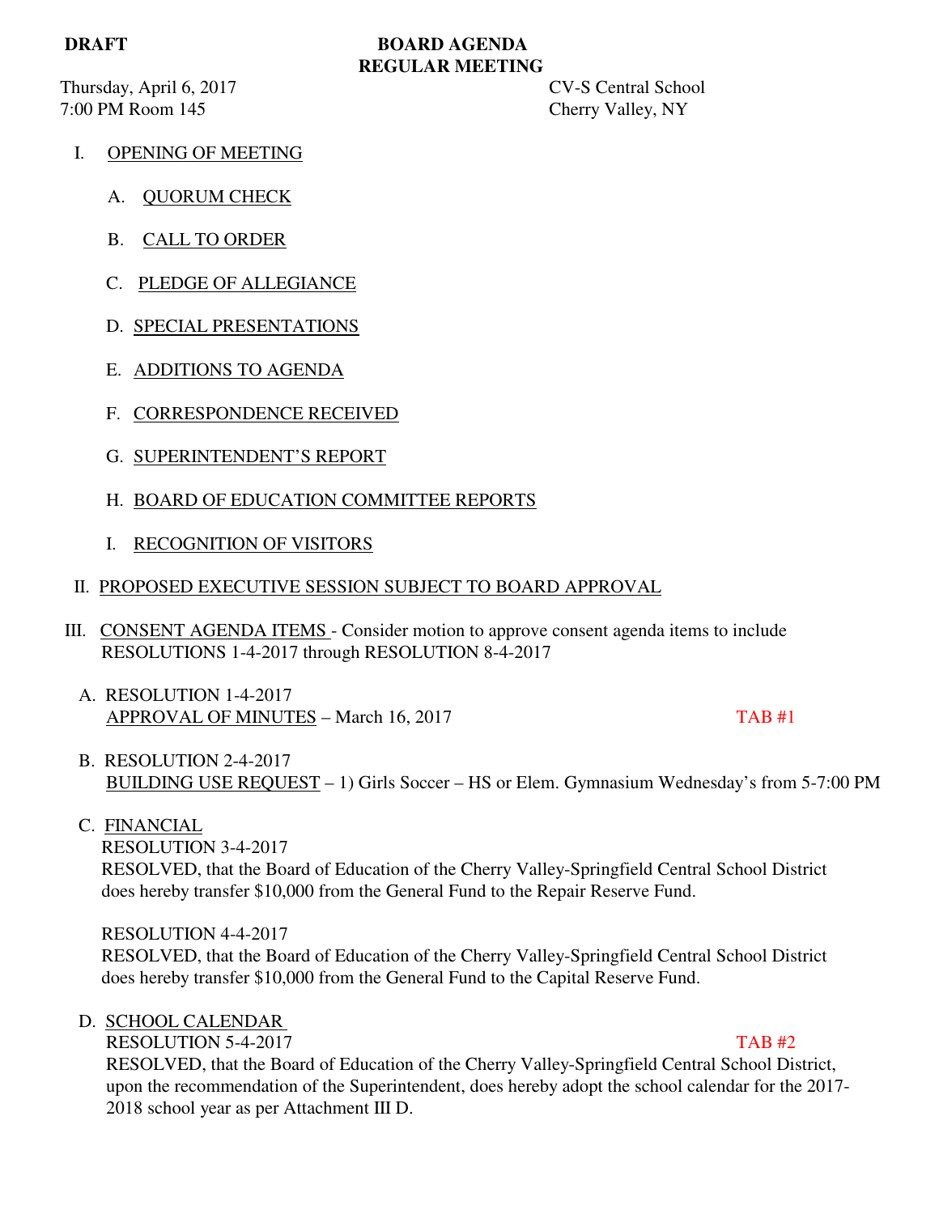**DRAFT**

# BOARD AGENDA
## REGULAR MEETING

Thursday, April 6, 2017  
7:00 PM Room 145

CV-S Central School  
Cherry Valley, NY

I. OPENING OF MEETING

   A. QUORUM CHECK

   B. CALL TO ORDER

   C. PLEDGE OF ALLEGIANCE

   D. SPECIAL PRESENTATIONS

   E. ADDITIONS TO AGENDA

   F. CORRESPONDENCE RECEIVED

   G. SUPERINTENDENT'S REPORT

   H. BOARD OF EDUCATION COMMITTEE REPORTS

   I. RECOGNITION OF VISITORS

II. PROPOSED EXECUTIVE SESSION SUBJECT TO BOARD APPROVAL

III. CONSENT AGENDA ITEMS - Consider motion to approve consent agenda items to include RESOLUTIONS 1-4-2017 through RESOLUTION 8-4-2017

   A. RESOLUTION 1-4-2017  
   APPROVAL OF MINUTES – March 16, 2017 TAB #1

   B. RESOLUTION 2-4-2017  
   BUILDING USE REQUEST – 1) Girls Soccer – HS or Elem. Gymnasium Wednesday's from 5-7:00 PM

   C. FINANCIAL  
   RESOLUTION 3-4-2017  
   RESOLVED, that the Board of Education of the Cherry Valley-Springfield Central School District does hereby transfer $10,000 from the General Fund to the Repair Reserve Fund.

   RESOLUTION 4-4-2017  
   RESOLVED, that the Board of Education of the Cherry Valley-Springfield Central School District does hereby transfer $10,000 from the General Fund to the Capital Reserve Fund.

   D. SCHOOL CALENDAR  
   RESOLUTION 5-4-2017 TAB #2  
   RESOLVED, that the Board of Education of the Cherry Valley-Springfield Central School District, upon the recommendation of the Superintendent, does hereby adopt the school calendar for the 2017-2018 school year as per Attachment III D.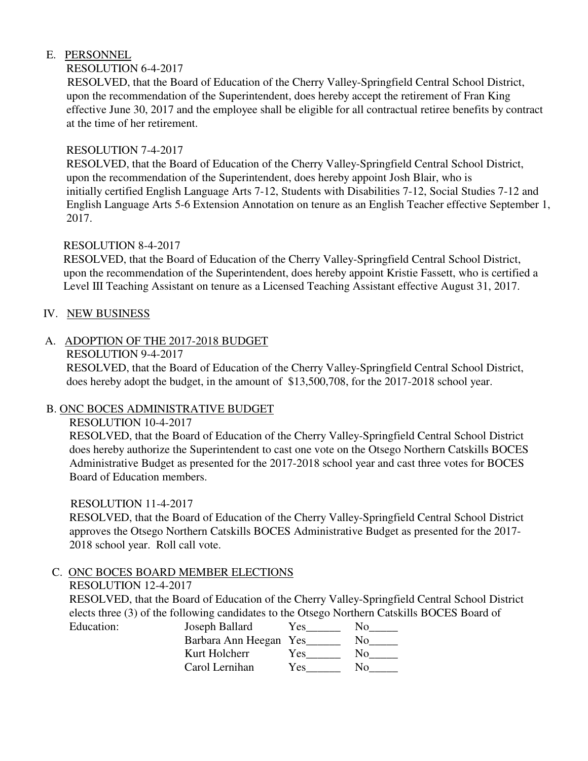E. PERSONNEL

RESOLUTION 6-4-2017

RESOLVED, that the Board of Education of the Cherry Valley-Springfield Central School District, upon the recommendation of the Superintendent, does hereby accept the retirement of Fran King effective June 30, 2017 and the employee shall be eligible for all contractual retiree benefits by contract at the time of her retirement.

RESOLUTION 7-4-2017

RESOLVED, that the Board of Education of the Cherry Valley-Springfield Central School District, upon the recommendation of the Superintendent, does hereby appoint Josh Blair, who is initially certified English Language Arts 7-12, Students with Disabilities 7-12, Social Studies 7-12 and English Language Arts 5-6 Extension Annotation on tenure as an English Teacher effective September 1, 2017.

RESOLUTION 8-4-2017

RESOLVED, that the Board of Education of the Cherry Valley-Springfield Central School District, upon the recommendation of the Superintendent, does hereby appoint Kristie Fassett, who is certified a Level III Teaching Assistant on tenure as a Licensed Teaching Assistant effective August 31, 2017.

IV. NEW BUSINESS

A. ADOPTION OF THE 2017-2018 BUDGET

RESOLUTION 9-4-2017

RESOLVED, that the Board of Education of the Cherry Valley-Springfield Central School District, does hereby adopt the budget, in the amount of $13,500,708, for the 2017-2018 school year.

B. ONC BOCES ADMINISTRATIVE BUDGET

RESOLUTION 10-4-2017

RESOLVED, that the Board of Education of the Cherry Valley-Springfield Central School District does hereby authorize the Superintendent to cast one vote on the Otsego Northern Catskills BOCES Administrative Budget as presented for the 2017-2018 school year and cast three votes for BOCES Board of Education members.

RESOLUTION 11-4-2017

RESOLVED, that the Board of Education of the Cherry Valley-Springfield Central School District approves the Otsego Northern Catskills BOCES Administrative Budget as presented for the 2017-2018 school year. Roll call vote.

C. ONC BOCES BOARD MEMBER ELECTIONS

RESOLUTION 12-4-2017

RESOLVED, that the Board of Education of the Cherry Valley-Springfield Central School District elects three (3) of the following candidates to the Otsego Northern Catskills BOCES Board of Education:

| Joseph Ballard | Yes______ | No_____ |
|---|---|---|
| Barbara Ann Heegan | Yes______ | No_____ |
| Kurt Holcherr | Yes______ | No_____ |
| Carol Lernihan | Yes______ | No_____ |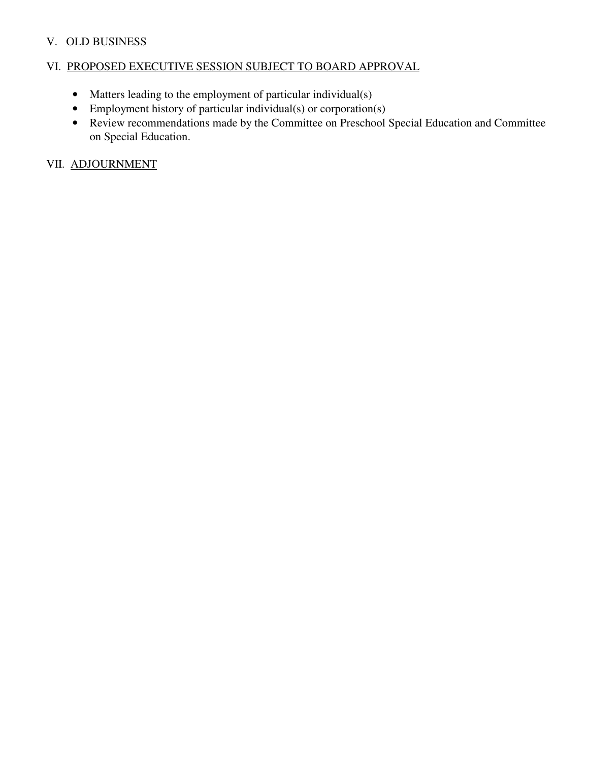V. <u>OLD BUSINESS</u>

VI. <u>PROPOSED EXECUTIVE SESSION SUBJECT TO BOARD APPROVAL</u>

- Matters leading to the employment of particular individual(s)
- Employment history of particular individual(s) or corporation(s)
- Review recommendations made by the Committee on Preschool Special Education and Committee on Special Education.

VII. <u>ADJOURNMENT</u>